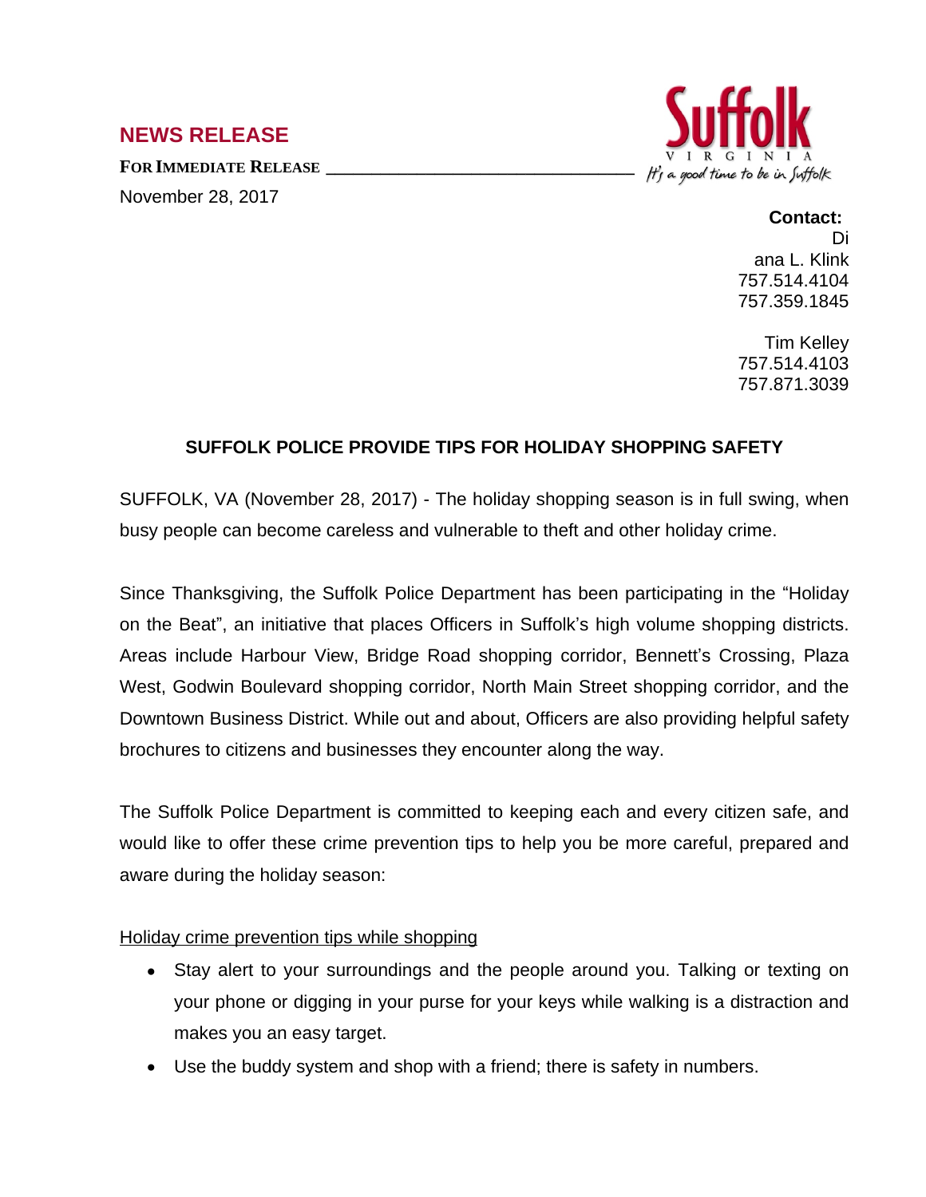## NEWS RELEASE

**FOR IMMEDIATE RELEASE**

November 28, 2017

Suffolk VIRGINIA It's a good time to be in Suffolk

**Contact:**
Diana L. Klink
757.514.4104
757.359.1845

Tim Kelley
757.514.4103
757.871.3039

### SUFFOLK POLICE PROVIDE TIPS FOR HOLIDAY SHOPPING SAFETY

SUFFOLK, VA (November 28, 2017) - The holiday shopping season is in full swing, when busy people can become careless and vulnerable to theft and other holiday crime.

Since Thanksgiving, the Suffolk Police Department has been participating in the "Holiday on the Beat", an initiative that places Officers in Suffolk's high volume shopping districts. Areas include Harbour View, Bridge Road shopping corridor, Bennett's Crossing, Plaza West, Godwin Boulevard shopping corridor, North Main Street shopping corridor, and the Downtown Business District. While out and about, Officers are also providing helpful safety brochures to citizens and businesses they encounter along the way.

The Suffolk Police Department is committed to keeping each and every citizen safe, and would like to offer these crime prevention tips to help you be more careful, prepared and aware during the holiday season:

Holiday crime prevention tips while shopping

- Stay alert to your surroundings and the people around you. Talking or texting on your phone or digging in your purse for your keys while walking is a distraction and makes you an easy target.
- Use the buddy system and shop with a friend; there is safety in numbers.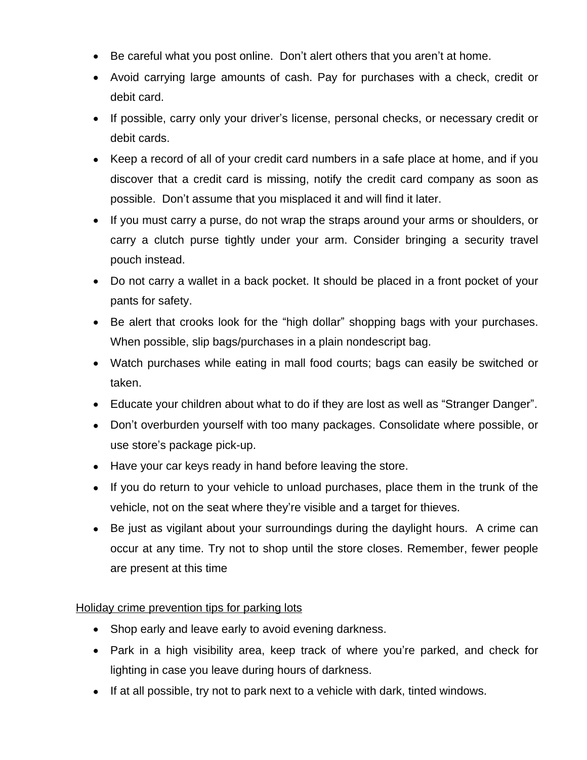- Be careful what you post online. Don't alert others that you aren't at home.
- Avoid carrying large amounts of cash. Pay for purchases with a check, credit or debit card.
- If possible, carry only your driver's license, personal checks, or necessary credit or debit cards.
- Keep a record of all of your credit card numbers in a safe place at home, and if you discover that a credit card is missing, notify the credit card company as soon as possible. Don't assume that you misplaced it and will find it later.
- If you must carry a purse, do not wrap the straps around your arms or shoulders, or carry a clutch purse tightly under your arm. Consider bringing a security travel pouch instead.
- Do not carry a wallet in a back pocket. It should be placed in a front pocket of your pants for safety.
- Be alert that crooks look for the "high dollar" shopping bags with your purchases. When possible, slip bags/purchases in a plain nondescript bag.
- Watch purchases while eating in mall food courts; bags can easily be switched or taken.
- Educate your children about what to do if they are lost as well as "Stranger Danger".
- Don't overburden yourself with too many packages. Consolidate where possible, or use store's package pick-up.
- Have your car keys ready in hand before leaving the store.
- If you do return to your vehicle to unload purchases, place them in the trunk of the vehicle, not on the seat where they're visible and a target for thieves.
- Be just as vigilant about your surroundings during the daylight hours. A crime can occur at any time. Try not to shop until the store closes. Remember, fewer people are present at this time

Holiday crime prevention tips for parking lots

- Shop early and leave early to avoid evening darkness.
- Park in a high visibility area, keep track of where you're parked, and check for lighting in case you leave during hours of darkness.
- If at all possible, try not to park next to a vehicle with dark, tinted windows.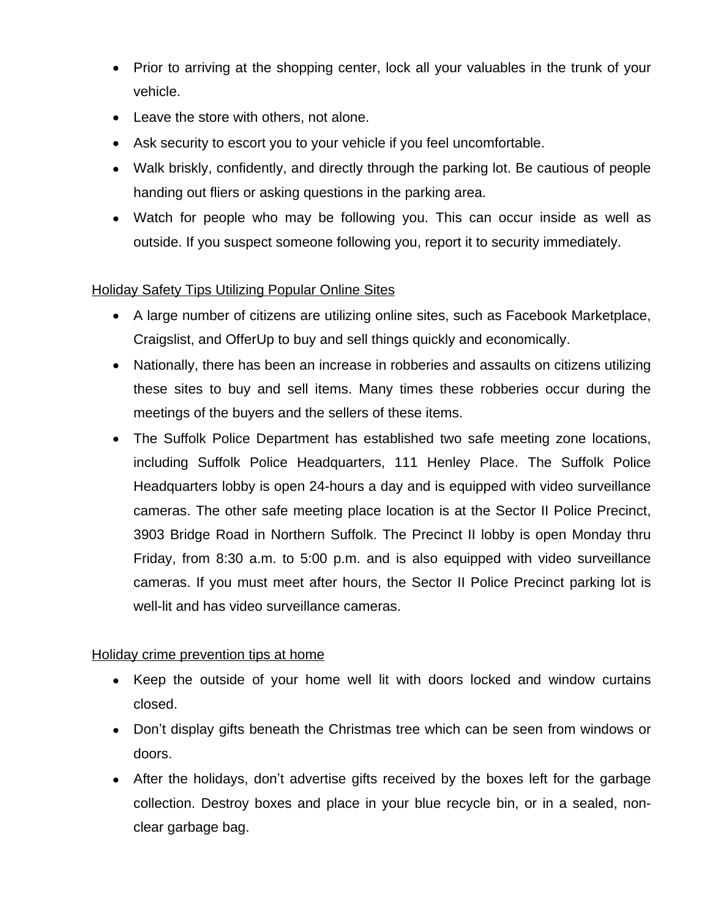- Prior to arriving at the shopping center, lock all your valuables in the trunk of your vehicle.
- Leave the store with others, not alone.
- Ask security to escort you to your vehicle if you feel uncomfortable.
- Walk briskly, confidently, and directly through the parking lot. Be cautious of people handing out fliers or asking questions in the parking area.
- Watch for people who may be following you. This can occur inside as well as outside. If you suspect someone following you, report it to security immediately.

<u>Holiday Safety Tips Utilizing Popular Online Sites</u>

- A large number of citizens are utilizing online sites, such as Facebook Marketplace, Craigslist, and OfferUp to buy and sell things quickly and economically.
- Nationally, there has been an increase in robberies and assaults on citizens utilizing these sites to buy and sell items. Many times these robberies occur during the meetings of the buyers and the sellers of these items.
- The Suffolk Police Department has established two safe meeting zone locations, including Suffolk Police Headquarters, 111 Henley Place. The Suffolk Police Headquarters lobby is open 24-hours a day and is equipped with video surveillance cameras. The other safe meeting place location is at the Sector II Police Precinct, 3903 Bridge Road in Northern Suffolk. The Precinct II lobby is open Monday thru Friday, from 8:30 a.m. to 5:00 p.m. and is also equipped with video surveillance cameras. If you must meet after hours, the Sector II Police Precinct parking lot is well-lit and has video surveillance cameras.

<u>Holiday crime prevention tips at home</u>

- Keep the outside of your home well lit with doors locked and window curtains closed.
- Don't display gifts beneath the Christmas tree which can be seen from windows or doors.
- After the holidays, don't advertise gifts received by the boxes left for the garbage collection. Destroy boxes and place in your blue recycle bin, or in a sealed, non-clear garbage bag.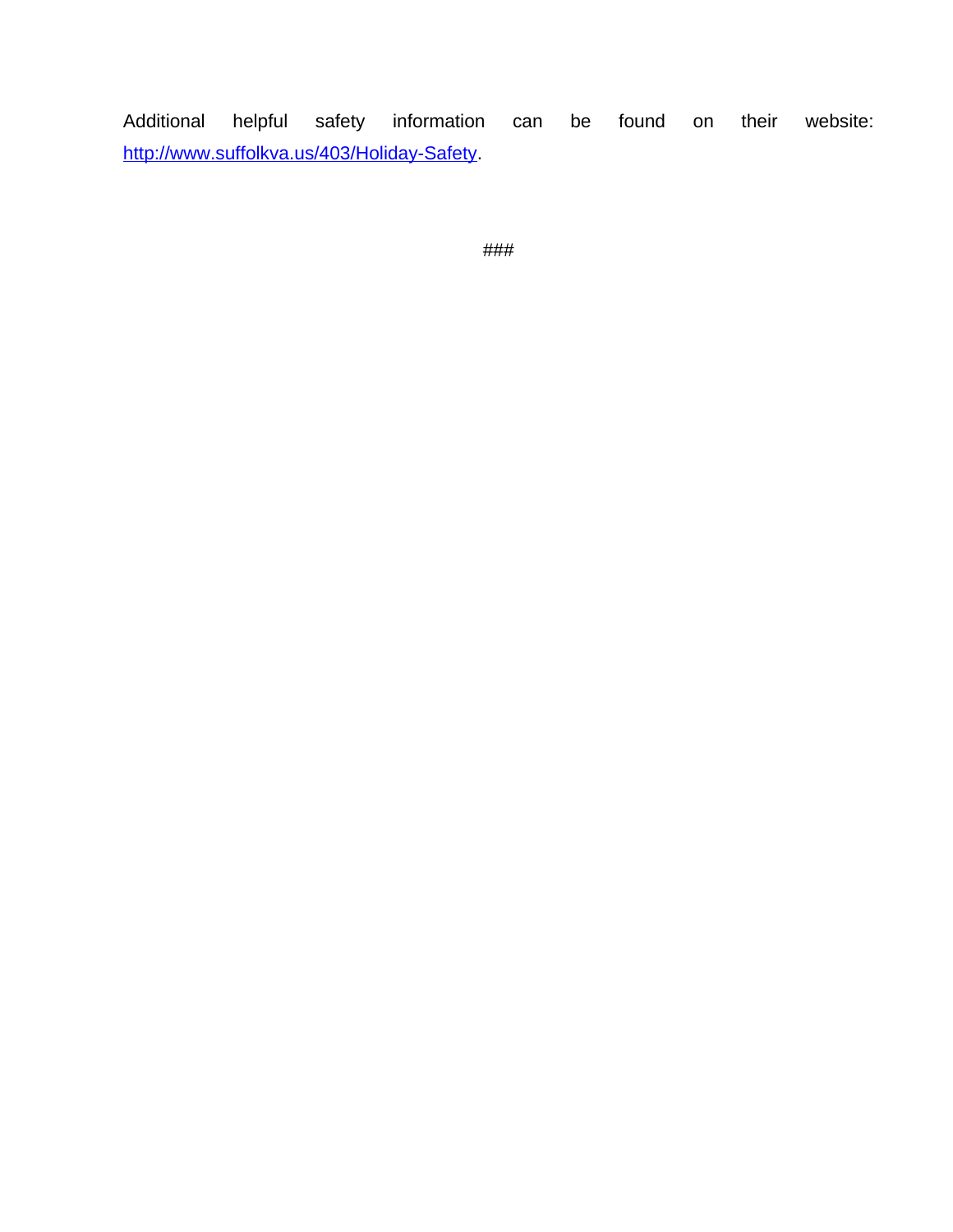Additional helpful safety information can be found on their website: [http://www.suffolkva.us/403/Holiday-Safety](http://www.suffolkva.us/403/Holiday-Safety).

###